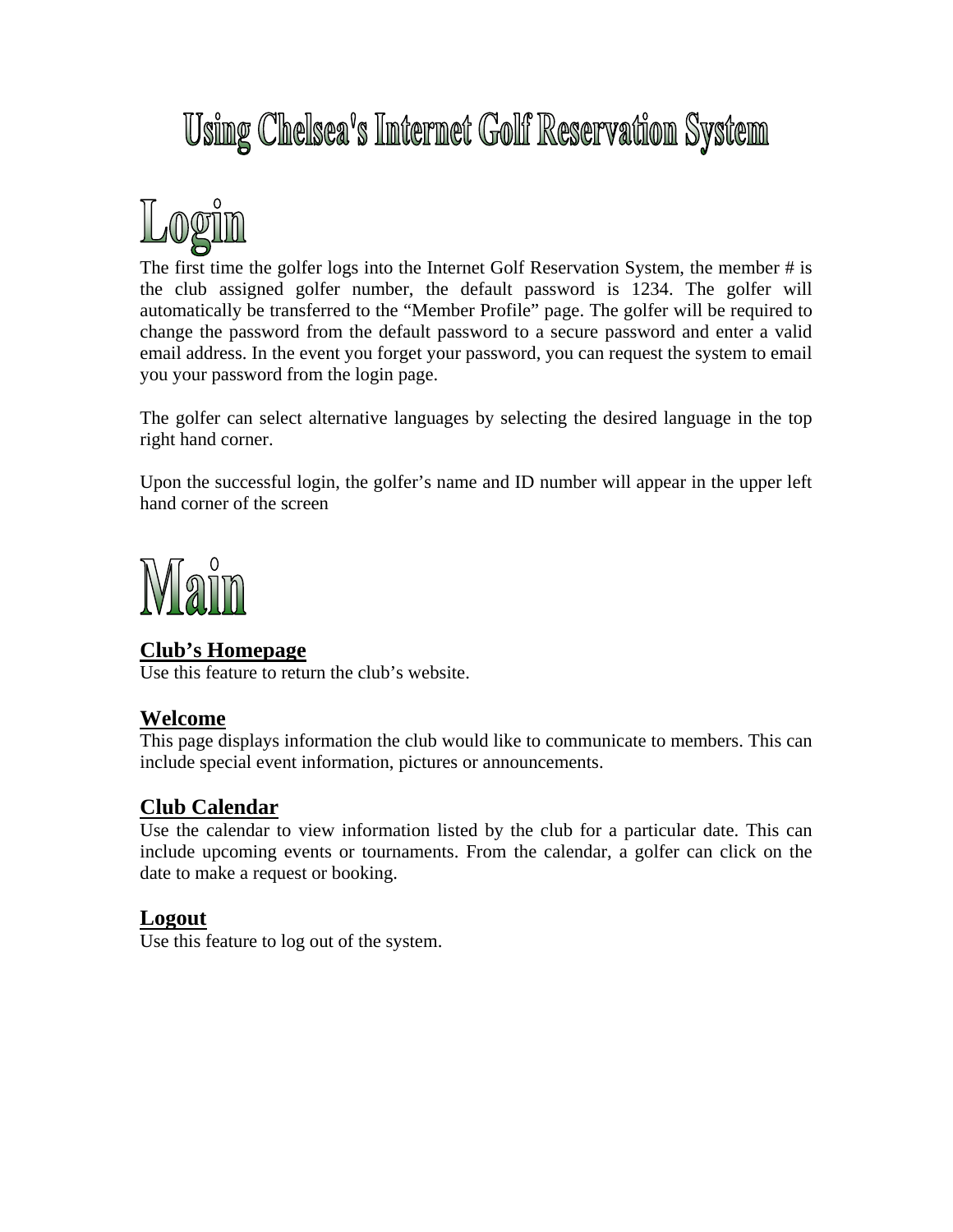# Using Chelsea's Internet Golf Reservation System

## Login

The first time the golfer logs into the Internet Golf Reservation System, the member # is the club assigned golfer number, the default password is 1234. The golfer will automatically be transferred to the "Member Profile" page. The golfer will be required to change the password from the default password to a secure password and enter a valid email address. In the event you forget your password, you can request the system to email you your password from the login page.

The golfer can select alternative languages by selecting the desired language in the top right hand corner.

Upon the successful login, the golfer's name and ID number will appear in the upper left hand corner of the screen

## Main

### Club's Homepage

Use this feature to return the club's website.

### Welcome

This page displays information the club would like to communicate to members. This can include special event information, pictures or announcements.

### Club Calendar

Use the calendar to view information listed by the club for a particular date. This can include upcoming events or tournaments. From the calendar, a golfer can click on the date to make a request or booking.

### Logout

Use this feature to log out of the system.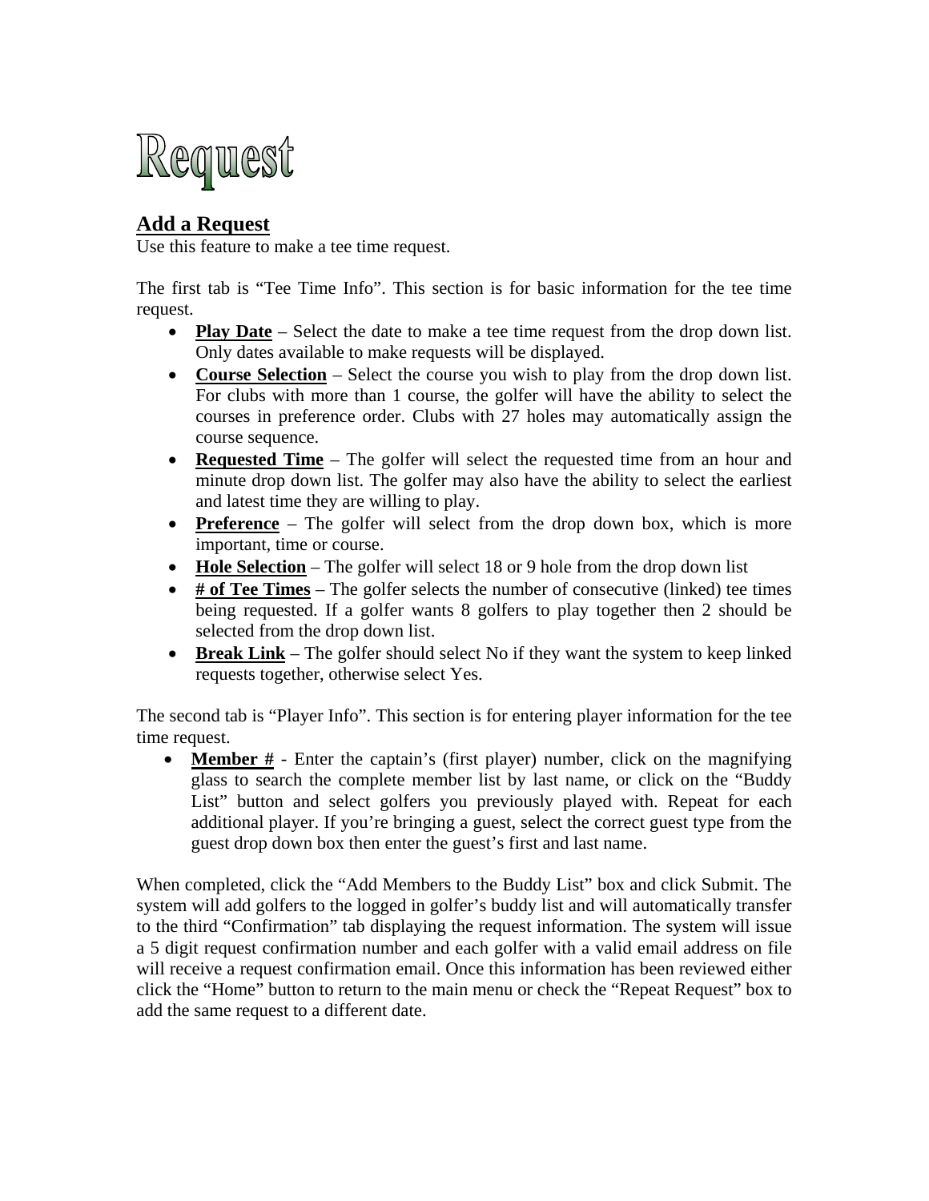# Request

## Add a Request

Use this feature to make a tee time request.

The first tab is "Tee Time Info". This section is for basic information for the tee time request.

- **Play Date** – Select the date to make a tee time request from the drop down list. Only dates available to make requests will be displayed.
- **Course Selection** – Select the course you wish to play from the drop down list. For clubs with more than 1 course, the golfer will have the ability to select the courses in preference order. Clubs with 27 holes may automatically assign the course sequence.
- **Requested Time** – The golfer will select the requested time from an hour and minute drop down list. The golfer may also have the ability to select the earliest and latest time they are willing to play.
- **Preference** – The golfer will select from the drop down box, which is more important, time or course.
- **Hole Selection** – The golfer will select 18 or 9 hole from the drop down list
- **# of Tee Times** – The golfer selects the number of consecutive (linked) tee times being requested. If a golfer wants 8 golfers to play together then 2 should be selected from the drop down list.
- **Break Link** – The golfer should select No if they want the system to keep linked requests together, otherwise select Yes.

The second tab is "Player Info". This section is for entering player information for the tee time request.

- **Member #** - Enter the captain's (first player) number, click on the magnifying glass to search the complete member list by last name, or click on the "Buddy List" button and select golfers you previously played with. Repeat for each additional player. If you're bringing a guest, select the correct guest type from the guest drop down box then enter the guest's first and last name.

When completed, click the "Add Members to the Buddy List" box and click Submit. The system will add golfers to the logged in golfer's buddy list and will automatically transfer to the third "Confirmation" tab displaying the request information. The system will issue a 5 digit request confirmation number and each golfer with a valid email address on file will receive a request confirmation email. Once this information has been reviewed either click the "Home" button to return to the main menu or check the "Repeat Request" box to add the same request to a different date.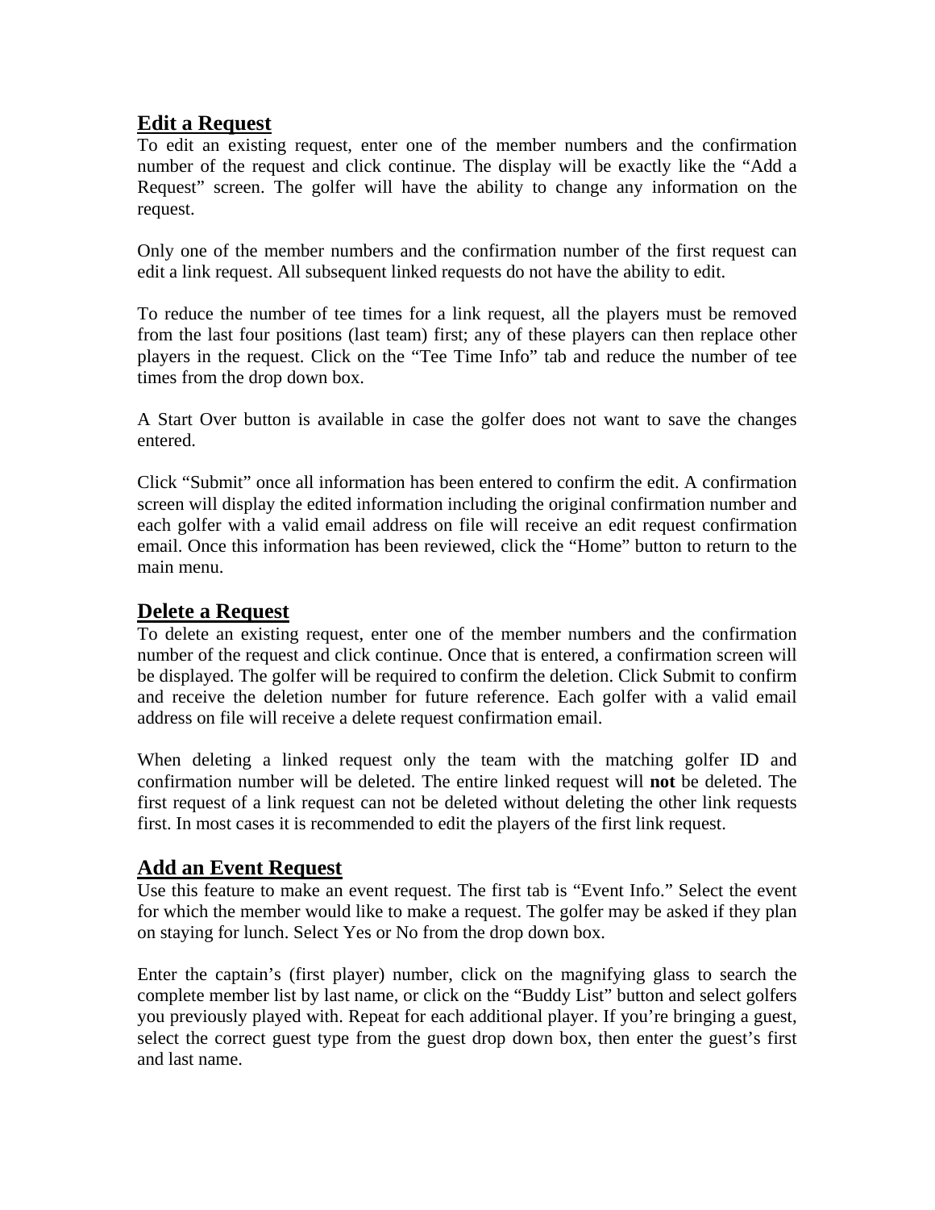## Edit a Request

To edit an existing request, enter one of the member numbers and the confirmation number of the request and click continue. The display will be exactly like the "Add a Request" screen. The golfer will have the ability to change any information on the request.

Only one of the member numbers and the confirmation number of the first request can edit a link request. All subsequent linked requests do not have the ability to edit.

To reduce the number of tee times for a link request, all the players must be removed from the last four positions (last team) first; any of these players can then replace other players in the request. Click on the "Tee Time Info" tab and reduce the number of tee times from the drop down box.

A Start Over button is available in case the golfer does not want to save the changes entered.

Click "Submit" once all information has been entered to confirm the edit. A confirmation screen will display the edited information including the original confirmation number and each golfer with a valid email address on file will receive an edit request confirmation email. Once this information has been reviewed, click the "Home" button to return to the main menu.

## Delete a Request

To delete an existing request, enter one of the member numbers and the confirmation number of the request and click continue. Once that is entered, a confirmation screen will be displayed. The golfer will be required to confirm the deletion. Click Submit to confirm and receive the deletion number for future reference. Each golfer with a valid email address on file will receive a delete request confirmation email.

When deleting a linked request only the team with the matching golfer ID and confirmation number will be deleted. The entire linked request will **not** be deleted. The first request of a link request can not be deleted without deleting the other link requests first. In most cases it is recommended to edit the players of the first link request.

## Add an Event Request

Use this feature to make an event request. The first tab is "Event Info." Select the event for which the member would like to make a request. The golfer may be asked if they plan on staying for lunch. Select Yes or No from the drop down box.

Enter the captain's (first player) number, click on the magnifying glass to search the complete member list by last name, or click on the "Buddy List" button and select golfers you previously played with. Repeat for each additional player. If you're bringing a guest, select the correct guest type from the guest drop down box, then enter the guest's first and last name.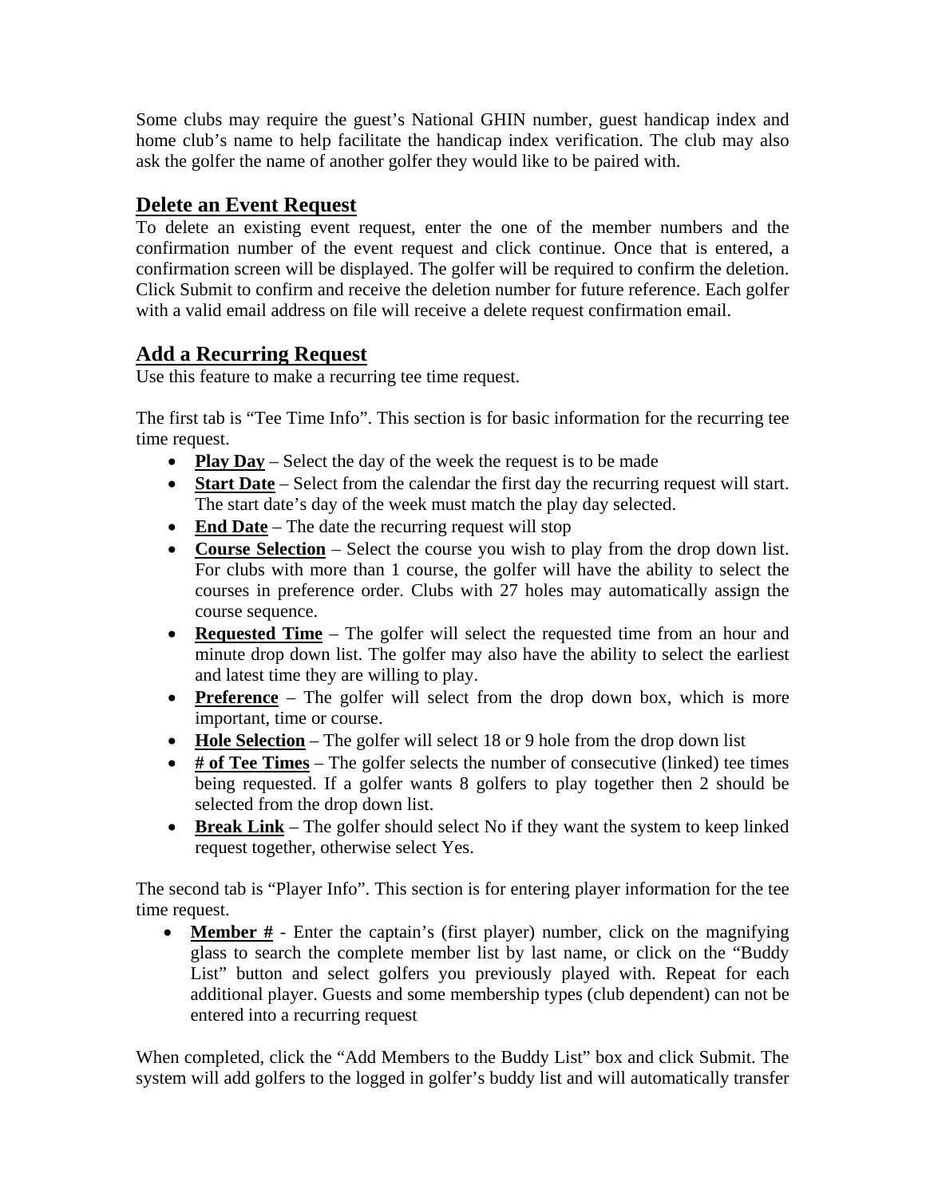Some clubs may require the guest's National GHIN number, guest handicap index and home club's name to help facilitate the handicap index verification. The club may also ask the golfer the name of another golfer they would like to be paired with.

## Delete an Event Request

To delete an existing event request, enter the one of the member numbers and the confirmation number of the event request and click continue. Once that is entered, a confirmation screen will be displayed. The golfer will be required to confirm the deletion. Click Submit to confirm and receive the deletion number for future reference. Each golfer with a valid email address on file will receive a delete request confirmation email.

## Add a Recurring Request

Use this feature to make a recurring tee time request.

The first tab is "Tee Time Info". This section is for basic information for the recurring tee time request.

- **Play Day** – Select the day of the week the request is to be made
- **Start Date** – Select from the calendar the first day the recurring request will start. The start date's day of the week must match the play day selected.
- **End Date** – The date the recurring request will stop
- **Course Selection** – Select the course you wish to play from the drop down list. For clubs with more than 1 course, the golfer will have the ability to select the courses in preference order. Clubs with 27 holes may automatically assign the course sequence.
- **Requested Time** – The golfer will select the requested time from an hour and minute drop down list. The golfer may also have the ability to select the earliest and latest time they are willing to play.
- **Preference** – The golfer will select from the drop down box, which is more important, time or course.
- **Hole Selection** – The golfer will select 18 or 9 hole from the drop down list
- **# of Tee Times** – The golfer selects the number of consecutive (linked) tee times being requested. If a golfer wants 8 golfers to play together then 2 should be selected from the drop down list.
- **Break Link** – The golfer should select No if they want the system to keep linked request together, otherwise select Yes.

The second tab is "Player Info". This section is for entering player information for the tee time request.

- **Member #** - Enter the captain's (first player) number, click on the magnifying glass to search the complete member list by last name, or click on the "Buddy List" button and select golfers you previously played with. Repeat for each additional player. Guests and some membership types (club dependent) can not be entered into a recurring request

When completed, click the "Add Members to the Buddy List" box and click Submit. The system will add golfers to the logged in golfer's buddy list and will automatically transfer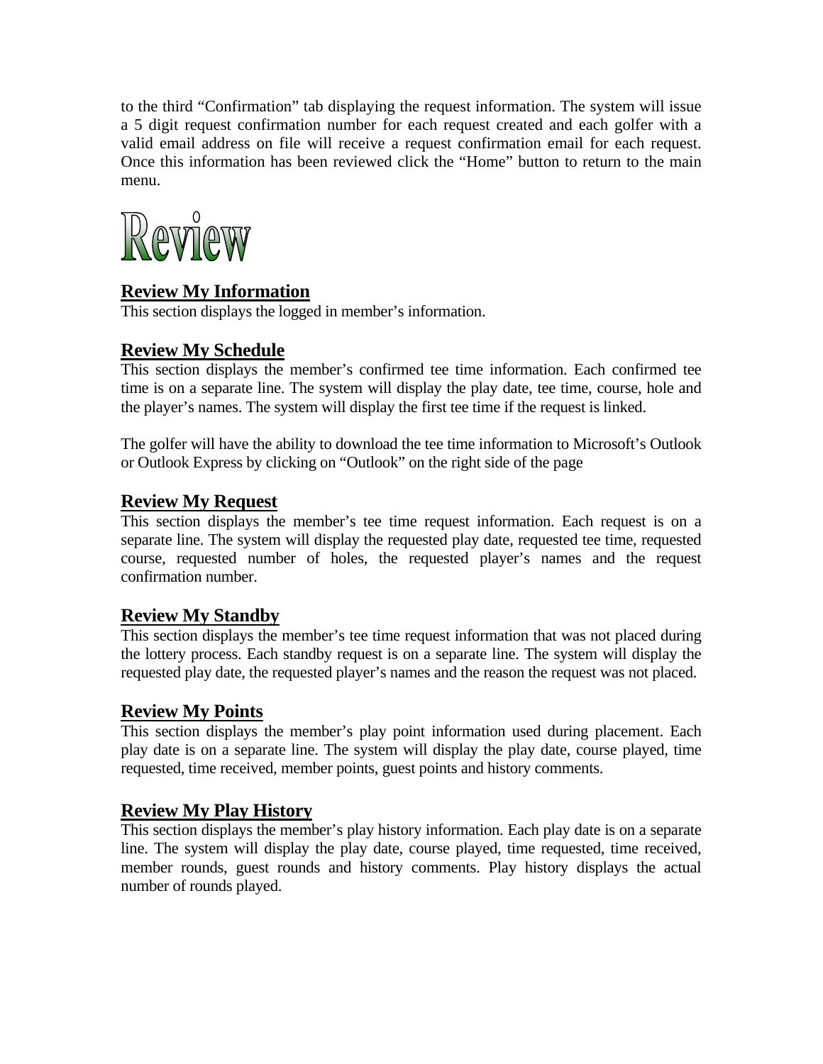to the third "Confirmation" tab displaying the request information. The system will issue a 5 digit request confirmation number for each request created and each golfer with a valid email address on file will receive a request confirmation email for each request. Once this information has been reviewed click the "Home" button to return to the main menu.

# Review

## Review My Information

This section displays the logged in member's information.

## Review My Schedule

This section displays the member's confirmed tee time information. Each confirmed tee time is on a separate line. The system will display the play date, tee time, course, hole and the player's names. The system will display the first tee time if the request is linked.

The golfer will have the ability to download the tee time information to Microsoft's Outlook or Outlook Express by clicking on "Outlook" on the right side of the page

## Review My Request

This section displays the member's tee time request information. Each request is on a separate line. The system will display the requested play date, requested tee time, requested course, requested number of holes, the requested player's names and the request confirmation number.

## Review My Standby

This section displays the member's tee time request information that was not placed during the lottery process. Each standby request is on a separate line. The system will display the requested play date, the requested player's names and the reason the request was not placed.

## Review My Points

This section displays the member's play point information used during placement. Each play date is on a separate line. The system will display the play date, course played, time requested, time received, member points, guest points and history comments.

## Review My Play History

This section displays the member's play history information. Each play date is on a separate line. The system will display the play date, course played, time requested, time received, member rounds, guest rounds and history comments. Play history displays the actual number of rounds played.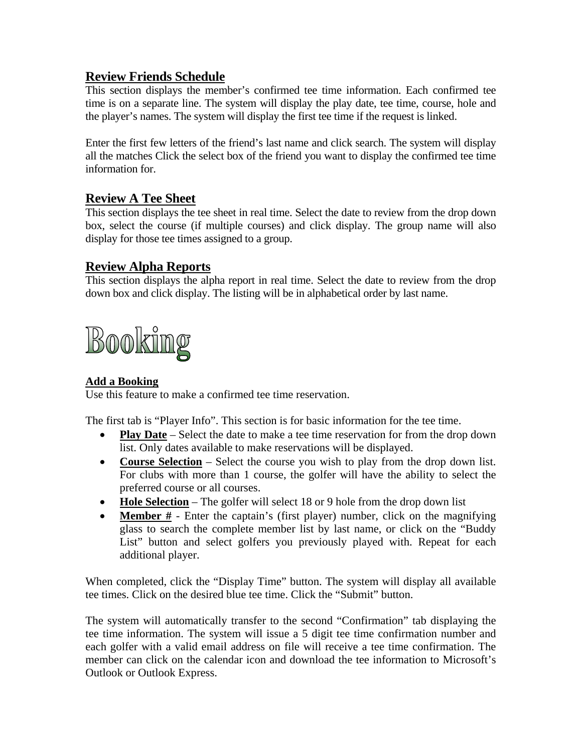## Review Friends Schedule

This section displays the member's confirmed tee time information. Each confirmed tee time is on a separate line. The system will display the play date, tee time, course, hole and the player's names. The system will display the first tee time if the request is linked.

Enter the first few letters of the friend's last name and click search. The system will display all the matches Click the select box of the friend you want to display the confirmed tee time information for.

## Review A Tee Sheet

This section displays the tee sheet in real time. Select the date to review from the drop down box, select the course (if multiple courses) and click display. The group name will also display for those tee times assigned to a group.

## Review Alpha Reports

This section displays the alpha report in real time. Select the date to review from the drop down box and click display. The listing will be in alphabetical order by last name.

# Booking

### Add a Booking

Use this feature to make a confirmed tee time reservation.

The first tab is "Player Info". This section is for basic information for the tee time.

- **Play Date** – Select the date to make a tee time reservation for from the drop down list. Only dates available to make reservations will be displayed.
- **Course Selection** – Select the course you wish to play from the drop down list. For clubs with more than 1 course, the golfer will have the ability to select the preferred course or all courses.
- **Hole Selection** – The golfer will select 18 or 9 hole from the drop down list
- **Member #** - Enter the captain's (first player) number, click on the magnifying glass to search the complete member list by last name, or click on the "Buddy List" button and select golfers you previously played with. Repeat for each additional player.

When completed, click the "Display Time" button. The system will display all available tee times. Click on the desired blue tee time. Click the "Submit" button.

The system will automatically transfer to the second "Confirmation" tab displaying the tee time information. The system will issue a 5 digit tee time confirmation number and each golfer with a valid email address on file will receive a tee time confirmation. The member can click on the calendar icon and download the tee information to Microsoft's Outlook or Outlook Express.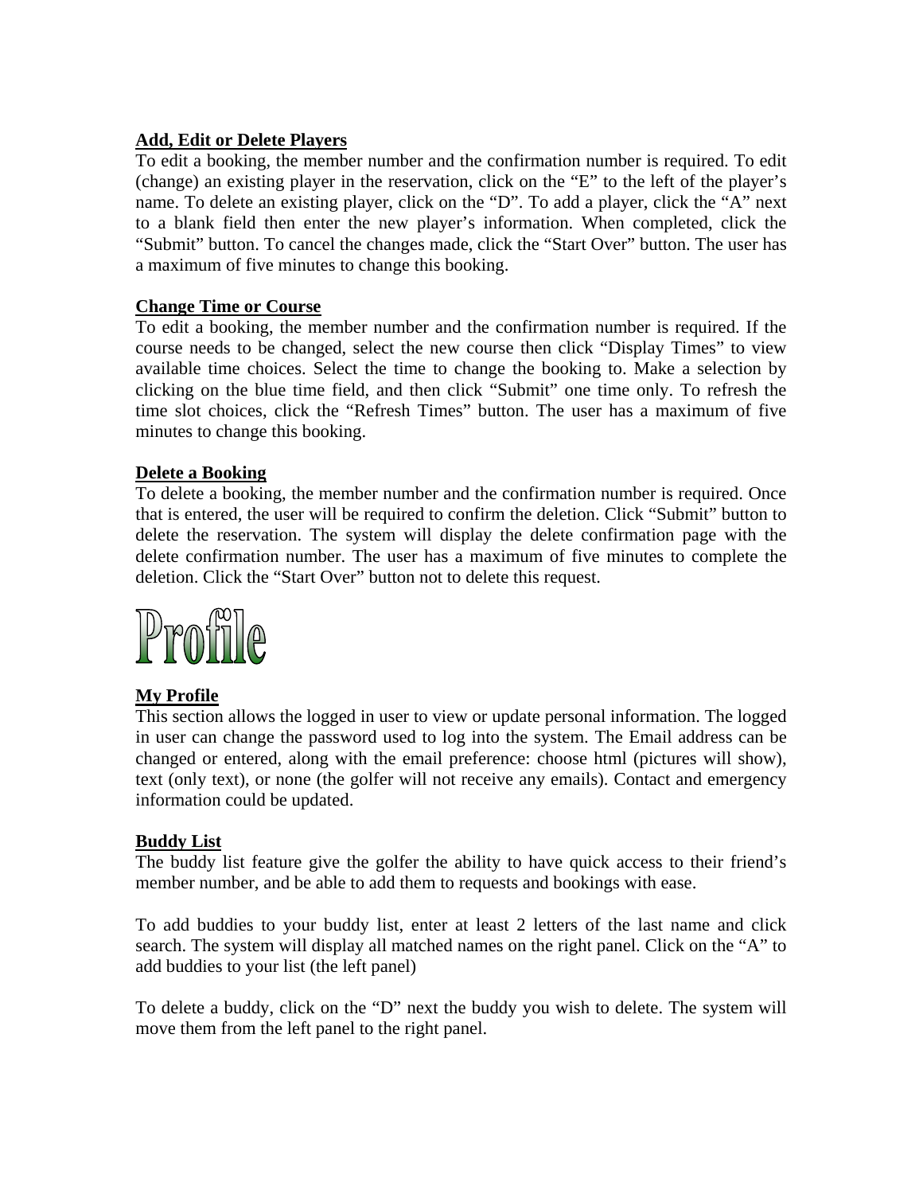**Add, Edit or Delete Players**

To edit a booking, the member number and the confirmation number is required. To edit (change) an existing player in the reservation, click on the “E” to the left of the player’s name. To delete an existing player, click on the “D”. To add a player, click the “A” next to a blank field then enter the new player’s information. When completed, click the “Submit” button. To cancel the changes made, click the “Start Over” button. The user has a maximum of five minutes to change this booking.

**Change Time or Course**

To edit a booking, the member number and the confirmation number is required. If the course needs to be changed, select the new course then click “Display Times” to view available time choices. Select the time to change the booking to. Make a selection by clicking on the blue time field, and then click “Submit” one time only. To refresh the time slot choices, click the “Refresh Times” button. The user has a maximum of five minutes to change this booking.

**Delete a Booking**

To delete a booking, the member number and the confirmation number is required. Once that is entered, the user will be required to confirm the deletion. Click “Submit” button to delete the reservation. The system will display the delete confirmation page with the delete confirmation number. The user has a maximum of five minutes to complete the deletion. Click the “Start Over” button not to delete this request.

# Profile

**My Profile**

This section allows the logged in user to view or update personal information. The logged in user can change the password used to log into the system. The Email address can be changed or entered, along with the email preference: choose html (pictures will show), text (only text), or none (the golfer will not receive any emails). Contact and emergency information could be updated.

**Buddy List**

The buddy list feature give the golfer the ability to have quick access to their friend’s member number, and be able to add them to requests and bookings with ease.

To add buddies to your buddy list, enter at least 2 letters of the last name and click search. The system will display all matched names on the right panel. Click on the “A” to add buddies to your list (the left panel)

To delete a buddy, click on the “D” next the buddy you wish to delete. The system will move them from the left panel to the right panel.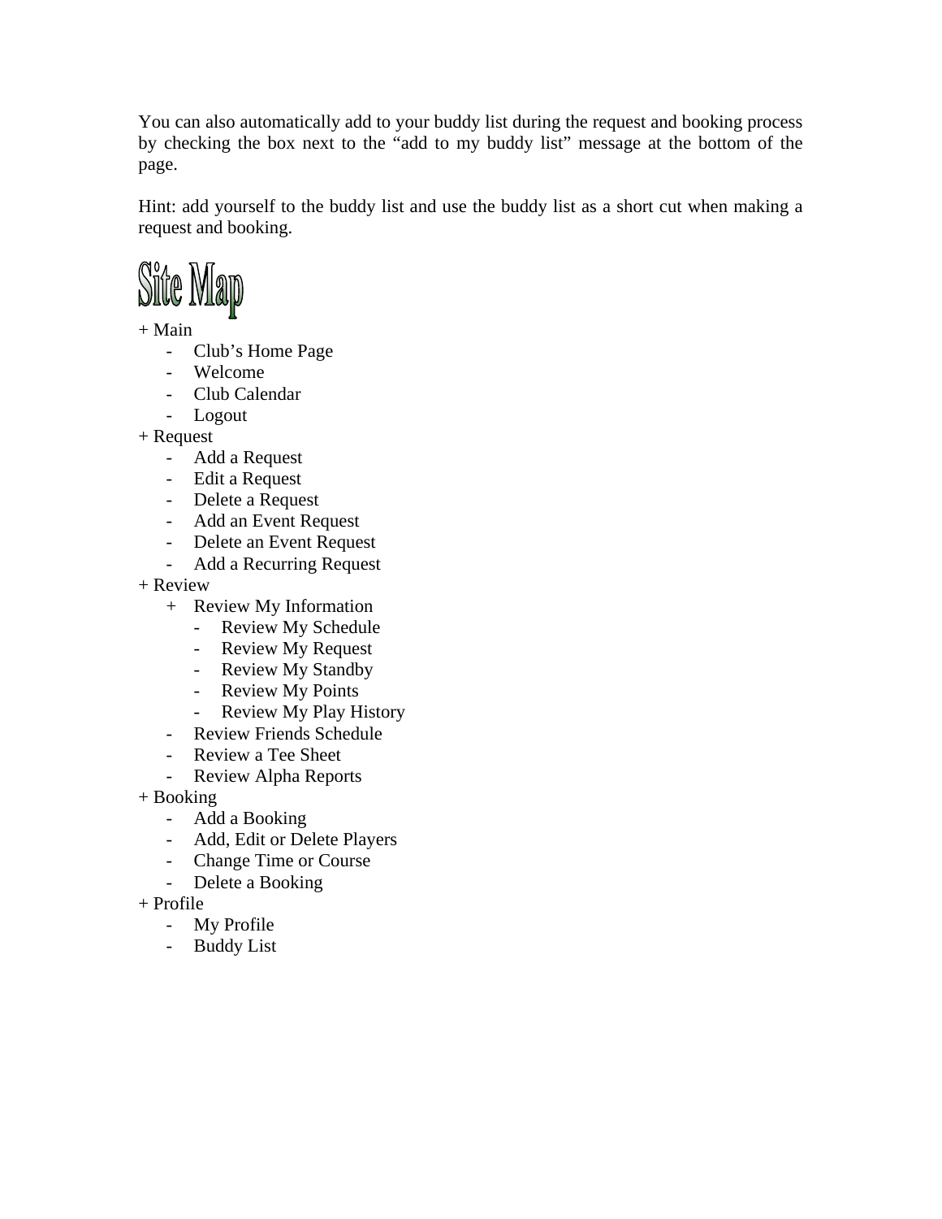You can also automatically add to your buddy list during the request and booking process by checking the box next to the “add to my buddy list” message at the bottom of the page.

Hint: add yourself to the buddy list and use the buddy list as a short cut when making a request and booking.

## Site Map

+ Main
    - Club’s Home Page
    - Welcome
    - Club Calendar
    - Logout
+ Request
    - Add a Request
    - Edit a Request
    - Delete a Request
    - Add an Event Request
    - Delete an Event Request
    - Add a Recurring Request
+ Review
    + Review My Information
        - Review My Schedule
        - Review My Request
        - Review My Standby
        - Review My Points
        - Review My Play History
    - Review Friends Schedule
    - Review a Tee Sheet
    - Review Alpha Reports
+ Booking
    - Add a Booking
    - Add, Edit or Delete Players
    - Change Time or Course
    - Delete a Booking
+ Profile
    - My Profile
    - Buddy List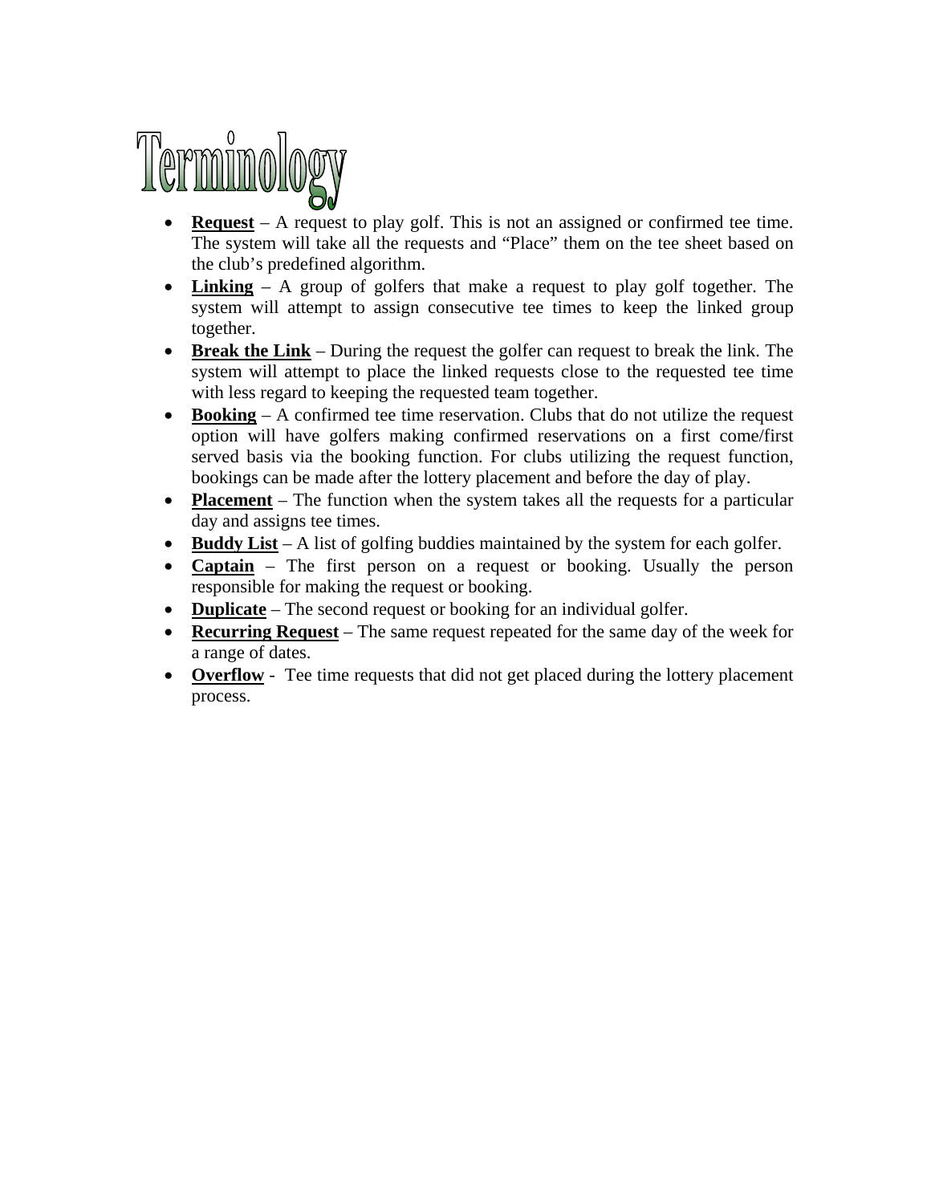# Terminology

- **Request** – A request to play golf. This is not an assigned or confirmed tee time. The system will take all the requests and "Place" them on the tee sheet based on the club's predefined algorithm.
- **Linking** – A group of golfers that make a request to play golf together. The system will attempt to assign consecutive tee times to keep the linked group together.
- **Break the Link** – During the request the golfer can request to break the link. The system will attempt to place the linked requests close to the requested tee time with less regard to keeping the requested team together.
- **Booking** – A confirmed tee time reservation. Clubs that do not utilize the request option will have golfers making confirmed reservations on a first come/first served basis via the booking function. For clubs utilizing the request function, bookings can be made after the lottery placement and before the day of play.
- **Placement** – The function when the system takes all the requests for a particular day and assigns tee times.
- **Buddy List** – A list of golfing buddies maintained by the system for each golfer.
- **Captain** – The first person on a request or booking. Usually the person responsible for making the request or booking.
- **Duplicate** – The second request or booking for an individual golfer.
- **Recurring Request** – The same request repeated for the same day of the week for a range of dates.
- **Overflow** - Tee time requests that did not get placed during the lottery placement process.